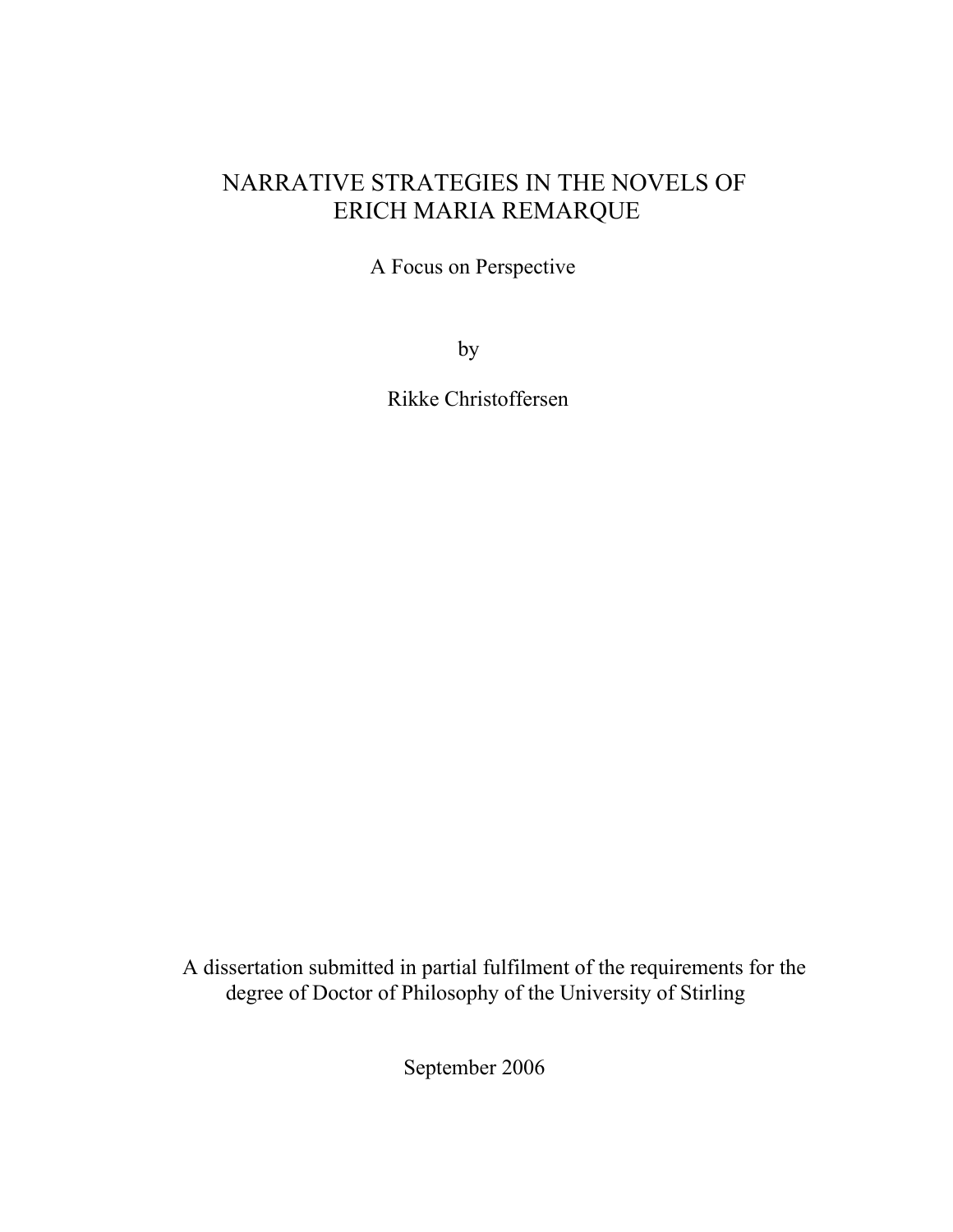# NARRATIVE STRATEGIES IN THE NOVELS OF ERICH MARIA REMARQUE

## A Focus on Perspective

by

Rikke Christoffersen

A dissertation submitted in partial fulfilment of the requirements for the degree of Doctor of Philosophy of the University of Stirling

September 2006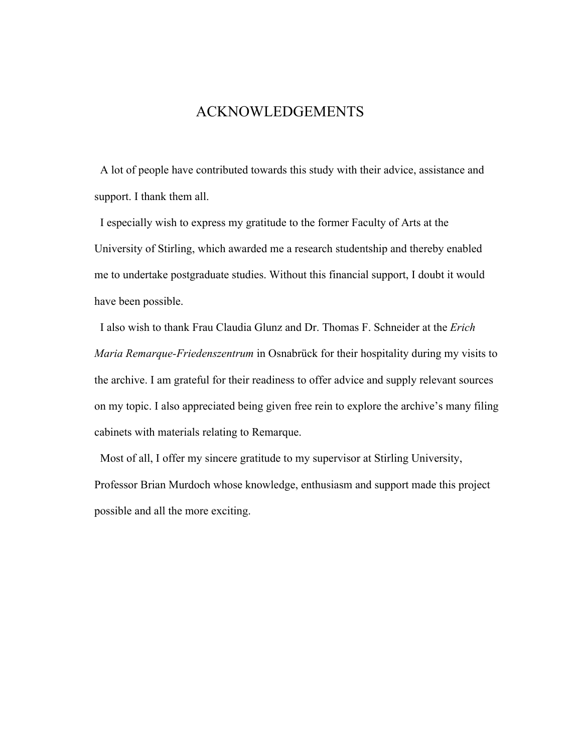# ACKNOWLEDGEMENTS

A lot of people have contributed towards this study with their advice, assistance and support. I thank them all.

I especially wish to express my gratitude to the former Faculty of Arts at the University of Stirling, which awarded me a research studentship and thereby enabled me to undertake postgraduate studies. Without this financial support, I doubt it would have been possible.

I also wish to thank Frau Claudia Glunz and Dr. Thomas F. Schneider at the *Erich Maria Remarque-Friedenszentrum* in Osnabrück for their hospitality during my visits to the archive. I am grateful for their readiness to offer advice and supply relevant sources on my topic. I also appreciated being given free rein to explore the archive's many filing cabinets with materials relating to Remarque.

Most of all, I offer my sincere gratitude to my supervisor at Stirling University, Professor Brian Murdoch whose knowledge, enthusiasm and support made this project possible and all the more exciting.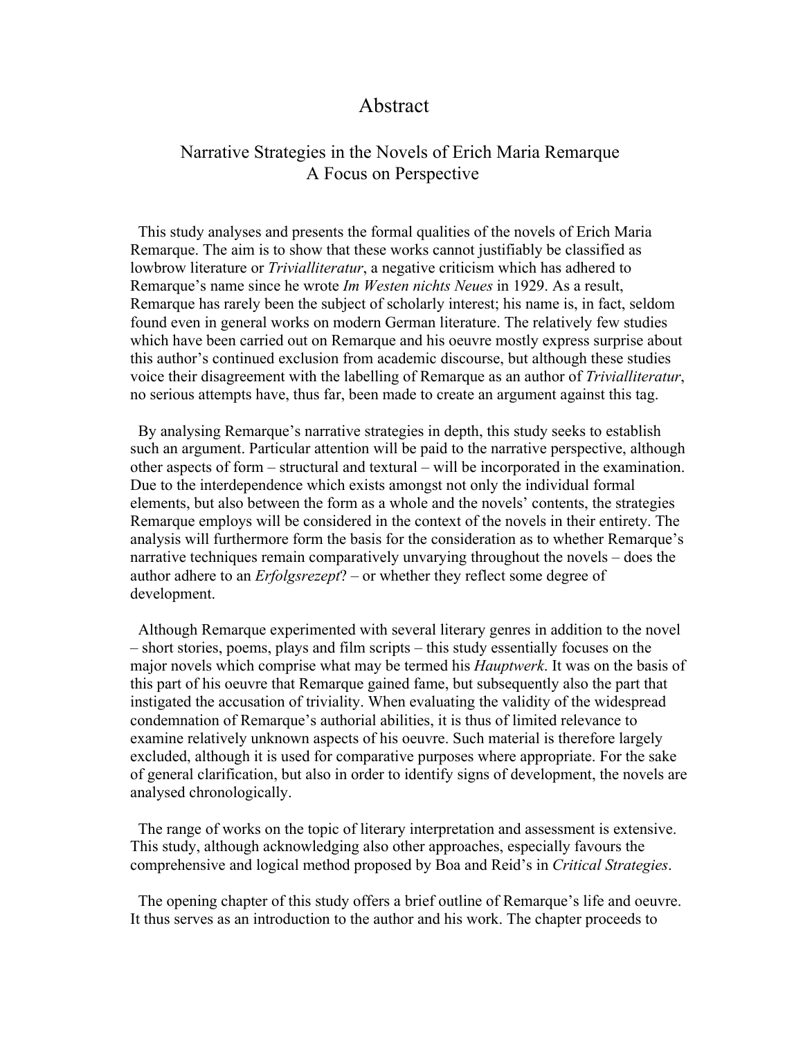# Abstract

## Narrative Strategies in the Novels of Erich Maria Remarque
## A Focus on Perspective

This study analyses and presents the formal qualities of the novels of Erich Maria Remarque. The aim is to show that these works cannot justifiably be classified as lowbrow literature or *Trivialliteratur*, a negative criticism which has adhered to Remarque's name since he wrote *Im Westen nichts Neues* in 1929. As a result, Remarque has rarely been the subject of scholarly interest; his name is, in fact, seldom found even in general works on modern German literature. The relatively few studies which have been carried out on Remarque and his oeuvre mostly express surprise about this author's continued exclusion from academic discourse, but although these studies voice their disagreement with the labelling of Remarque as an author of *Trivialliteratur*, no serious attempts have, thus far, been made to create an argument against this tag.

By analysing Remarque's narrative strategies in depth, this study seeks to establish such an argument. Particular attention will be paid to the narrative perspective, although other aspects of form – structural and textural – will be incorporated in the examination. Due to the interdependence which exists amongst not only the individual formal elements, but also between the form as a whole and the novels' contents, the strategies Remarque employs will be considered in the context of the novels in their entirety. The analysis will furthermore form the basis for the consideration as to whether Remarque's narrative techniques remain comparatively unvarying throughout the novels – does the author adhere to an *Erfolgsrezept*? – or whether they reflect some degree of development.

Although Remarque experimented with several literary genres in addition to the novel – short stories, poems, plays and film scripts – this study essentially focuses on the major novels which comprise what may be termed his *Hauptwerk*. It was on the basis of this part of his oeuvre that Remarque gained fame, but subsequently also the part that instigated the accusation of triviality. When evaluating the validity of the widespread condemnation of Remarque's authorial abilities, it is thus of limited relevance to examine relatively unknown aspects of his oeuvre. Such material is therefore largely excluded, although it is used for comparative purposes where appropriate. For the sake of general clarification, but also in order to identify signs of development, the novels are analysed chronologically.

The range of works on the topic of literary interpretation and assessment is extensive. This study, although acknowledging also other approaches, especially favours the comprehensive and logical method proposed by Boa and Reid's in *Critical Strategies*.

The opening chapter of this study offers a brief outline of Remarque's life and oeuvre. It thus serves as an introduction to the author and his work. The chapter proceeds to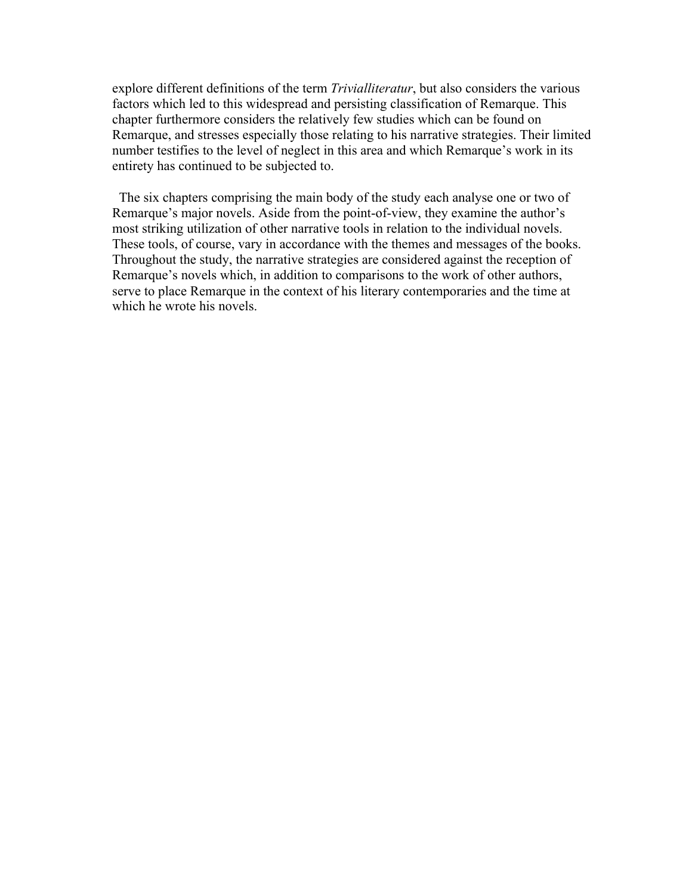explore different definitions of the term *Trivialliteratur*, but also considers the various factors which led to this widespread and persisting classification of Remarque. This chapter furthermore considers the relatively few studies which can be found on Remarque, and stresses especially those relating to his narrative strategies. Their limited number testifies to the level of neglect in this area and which Remarque's work in its entirety has continued to be subjected to.

The six chapters comprising the main body of the study each analyse one or two of Remarque's major novels. Aside from the point-of-view, they examine the author's most striking utilization of other narrative tools in relation to the individual novels. These tools, of course, vary in accordance with the themes and messages of the books. Throughout the study, the narrative strategies are considered against the reception of Remarque's novels which, in addition to comparisons to the work of other authors, serve to place Remarque in the context of his literary contemporaries and the time at which he wrote his novels.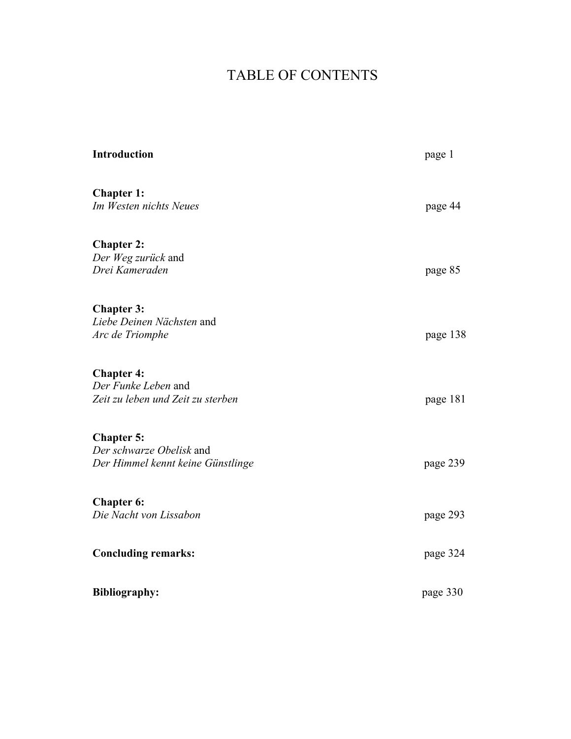# TABLE OF CONTENTS

| | |
|---|---|
| **Introduction** | page 1 |
| **Chapter 1:** *Im Westen nichts Neues* | page 44 |
| **Chapter 2:** *Der Weg zurück* and *Drei Kameraden* | page 85 |
| **Chapter 3:** *Liebe Deinen Nächsten* and *Arc de Triomphe* | page 138 |
| **Chapter 4:** *Der Funke Leben* and *Zeit zu leben und Zeit zu sterben* | page 181 |
| **Chapter 5:** *Der schwarze Obelisk* and *Der Himmel kennt keine Günstlinge* | page 239 |
| **Chapter 6:** *Die Nacht von Lissabon* | page 293 |
| **Concluding remarks:** | page 324 |
| **Bibliography:** | page 330 |